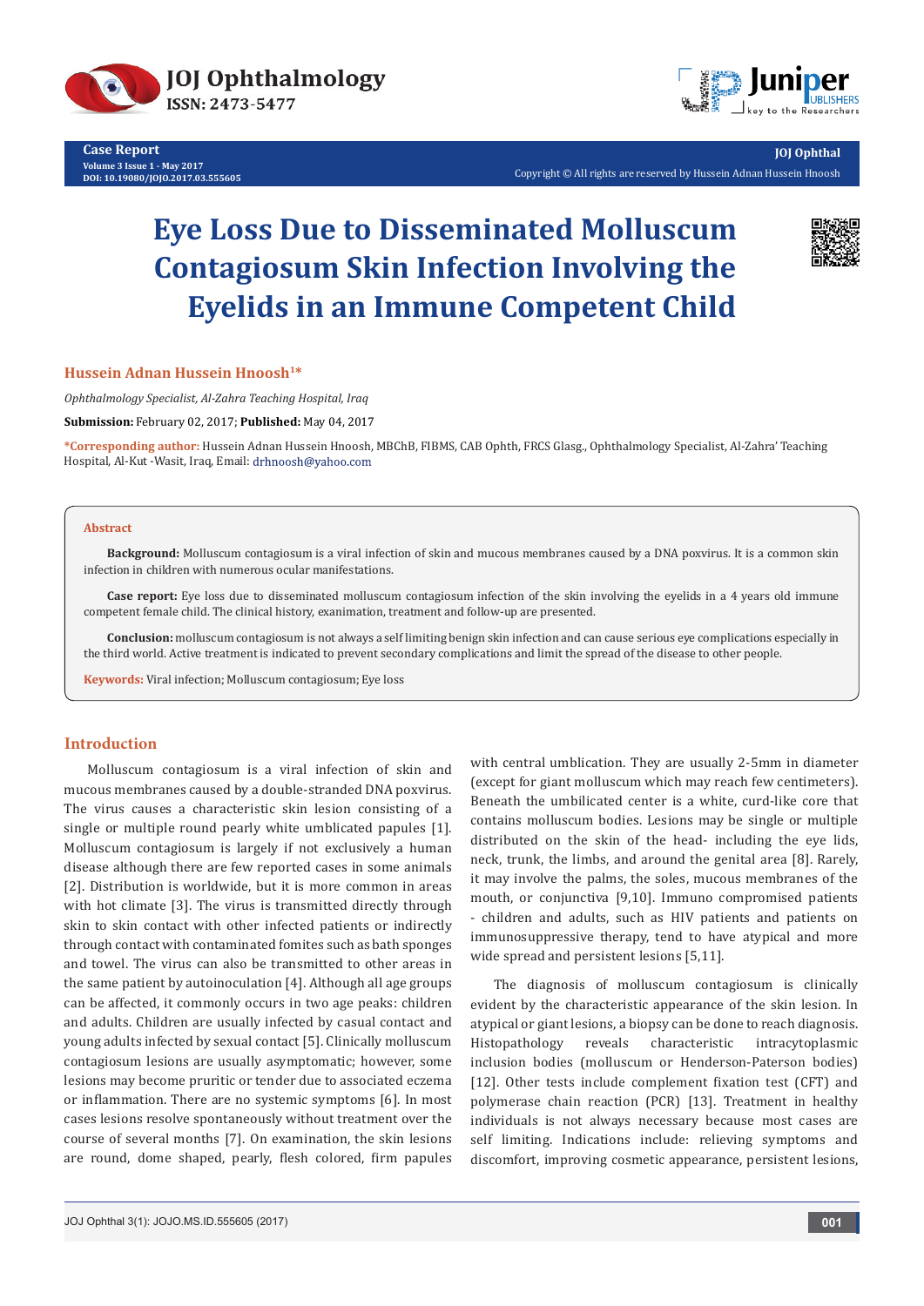Case Report
Volume 3 Issue 1 - May 2017
DOI: 10.19080/JOJO.2017.03.555605

JOJ Ophthal
Copyright © All rights are reserved by Hussein Adnan Hussein Hnoosh

# Eye Loss Due to Disseminated Molluscum Contagiosum Skin Infection Involving the Eyelids in an Immune Competent Child

**Hussein Adnan Hussein Hnoosh[1*]**

*Ophthalmology Specialist, Al-Zahra Teaching Hospital, Iraq*

**Submission:** February 02, 2017; **Published:** May 04, 2017

***Corresponding author:** Hussein Adnan Hussein Hnoosh, MBChB, FIBMS, CAB Ophth, FRCS Glasg., Ophthalmology Specialist, Al-Zahra' Teaching Hospital, Al-Kut -Wasit, Iraq, Email: drhnoosh@yahoo.com

## Abstract

**Background:** Molluscum contagiosum is a viral infection of skin and mucous membranes caused by a DNA poxvirus. It is a common skin infection in children with numerous ocular manifestations.

**Case report:** Eye loss due to disseminated molluscum contagiosum infection of the skin involving the eyelids in a 4 years old immune competent female child. The clinical history, examination, treatment and follow-up are presented.

**Conclusion:** molluscum contagiosum is not always a self limiting benign skin infection and can cause serious eye complications especially in the third world. Active treatment is indicated to prevent secondary complications and limit the spread of the disease to other people.

**Keywords:** Viral infection; Molluscum contagiosum; Eye loss

## Introduction

Molluscum contagiosum is a viral infection of skin and mucous membranes caused by a double-stranded DNA poxvirus. The virus causes a characteristic skin lesion consisting of a single or multiple round pearly white umblicated papules [1]. Molluscum contagiosum is largely if not exclusively a human disease although there are few reported cases in some animals [2]. Distribution is worldwide, but it is more common in areas with hot climate [3]. The virus is transmitted directly through skin to skin contact with other infected patients or indirectly through contact with contaminated fomites such as bath sponges and towel. The virus can also be transmitted to other areas in the same patient by autoinoculation [4]. Although all age groups can be affected, it commonly occurs in two age peaks: children and adults. Children are usually infected by casual contact and young adults infected by sexual contact [5]. Clinically molluscum contagiosum lesions are usually asymptomatic; however, some lesions may become pruritic or tender due to associated eczema or inflammation. There are no systemic symptoms [6]. In most cases lesions resolve spontaneously without treatment over the course of several months [7]. On examination, the skin lesions are round, dome shaped, pearly, flesh colored, firm papules with central umblication. They are usually 2-5mm in diameter (except for giant molluscum which may reach few centimeters). Beneath the umbilicated center is a white, curd-like core that contains molluscum bodies. Lesions may be single or multiple distributed on the skin of the head- including the eye lids, neck, trunk, the limbs, and around the genital area [8]. Rarely, it may involve the palms, the soles, mucous membranes of the mouth, or conjunctiva [9,10]. Immuno compromised patients - children and adults, such as HIV patients and patients on immunosuppressive therapy, tend to have atypical and more wide spread and persistent lesions [5,11].

The diagnosis of molluscum contagiosum is clinically evident by the characteristic appearance of the skin lesion. In atypical or giant lesions, a biopsy can be done to reach diagnosis. Histopathology reveals characteristic intracytoplasmic inclusion bodies (molluscum or Henderson-Paterson bodies) [12]. Other tests include complement fixation test (CFT) and polymerase chain reaction (PCR) [13]. Treatment in healthy individuals is not always necessary because most cases are self limiting. Indications include: relieving symptoms and discomfort, improving cosmetic appearance, persistent lesions,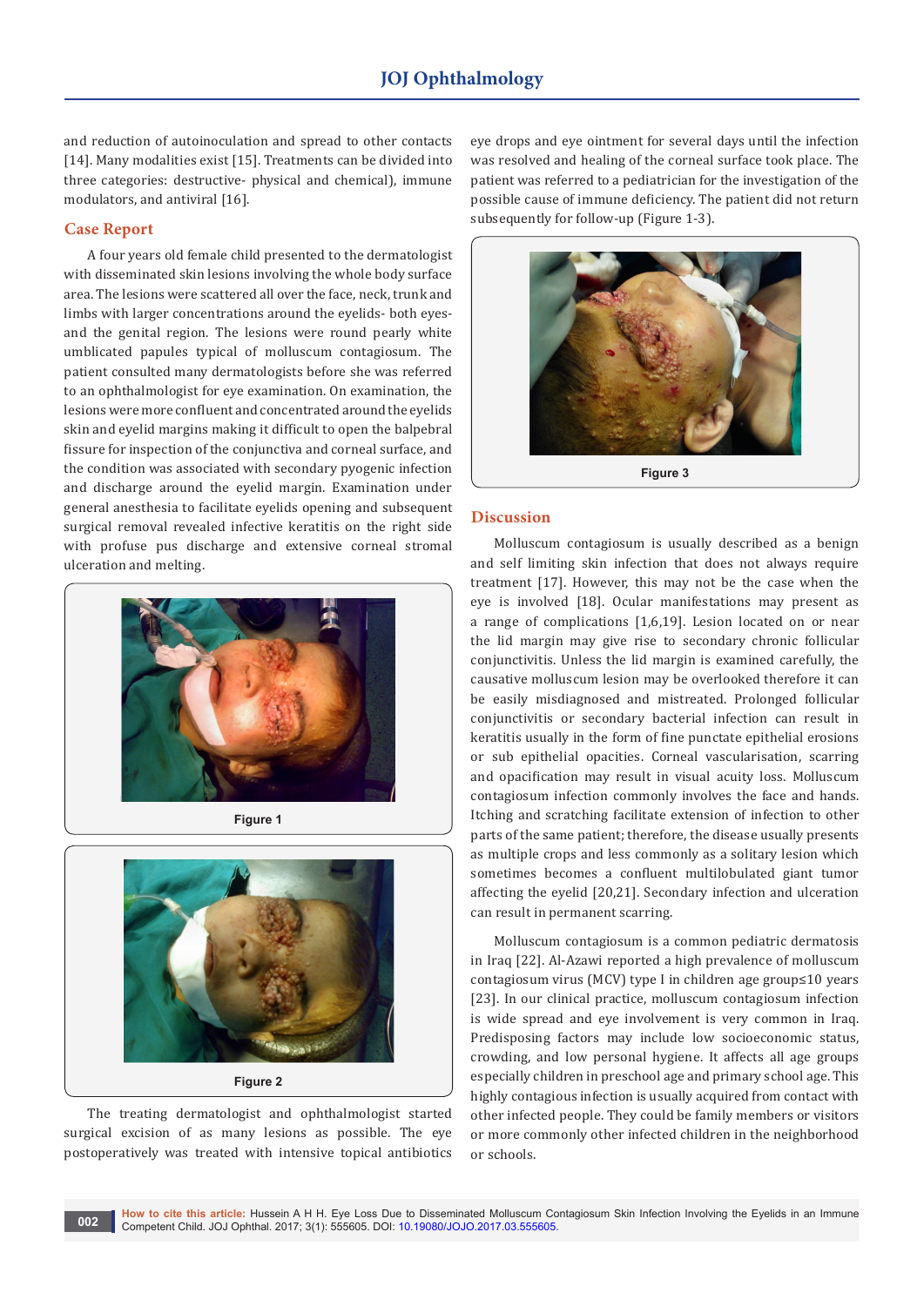and reduction of autoinoculation and spread to other contacts [14]. Many modalities exist [15]. Treatments can be divided into three categories: destructive- physical and chemical), immune modulators, and antiviral [16].

## Case Report

A four years old female child presented to the dermatologist with disseminated skin lesions involving the whole body surface area. The lesions were scattered all over the face, neck, trunk and limbs with larger concentrations around the eyelids- both eyes- and the genital region. The lesions were round pearly white umblicated papules typical of molluscum contagiosum. The patient consulted many dermatologists before she was referred to an ophthalmologist for eye examination. On examination, the lesions were more confluent and concentrated around the eyelids skin and eyelid margins making it difficult to open the balpebral fissure for inspection of the conjunctiva and corneal surface, and the condition was associated with secondary pyogenic infection and discharge around the eyelid margin. Examination under general anesthesia to facilitate eyelids opening and subsequent surgical removal revealed infective keratitis on the right side with profuse pus discharge and extensive corneal stromal ulceration and melting.

Figure 1

Figure 2

The treating dermatologist and ophthalmologist started surgical excision of as many lesions as possible. The eye postoperatively was treated with intensive topical antibiotics eye drops and eye ointment for several days until the infection was resolved and healing of the corneal surface took place. The patient was referred to a pediatrician for the investigation of the possible cause of immune deficiency. The patient did not return subsequently for follow-up (Figure 1-3).

Figure 3

## Discussion

Molluscum contagiosum is usually described as a benign and self limiting skin infection that does not always require treatment [17]. However, this may not be the case when the eye is involved [18]. Ocular manifestations may present as a range of complications [1,6,19]. Lesion located on or near the lid margin may give rise to secondary chronic follicular conjunctivitis. Unless the lid margin is examined carefully, the causative molluscum lesion may be overlooked therefore it can be easily misdiagnosed and mistreated. Prolonged follicular conjunctivitis or secondary bacterial infection can result in keratitis usually in the form of fine punctate epithelial erosions or sub epithelial opacities. Corneal vascularisation, scarring and opacification may result in visual acuity loss. Molluscum contagiosum infection commonly involves the face and hands. Itching and scratching facilitate extension of infection to other parts of the same patient; therefore, the disease usually presents as multiple crops and less commonly as a solitary lesion which sometimes becomes a confluent multilobulated giant tumor affecting the eyelid [20,21]. Secondary infection and ulceration can result in permanent scarring.

Molluscum contagiosum is a common pediatric dermatosis in Iraq [22]. Al-Azawi reported a high prevalence of molluscum contagiosum virus (MCV) type I in children age group≤10 years [23]. In our clinical practice, molluscum contagiosum infection is wide spread and eye involvement is very common in Iraq. Predisposing factors may include low socioeconomic status, crowding, and low personal hygiene. It affects all age groups especially children in preschool age and primary school age. This highly contagious infection is usually acquired from contact with other infected people. They could be family members or visitors or more commonly other infected children in the neighborhood or schools.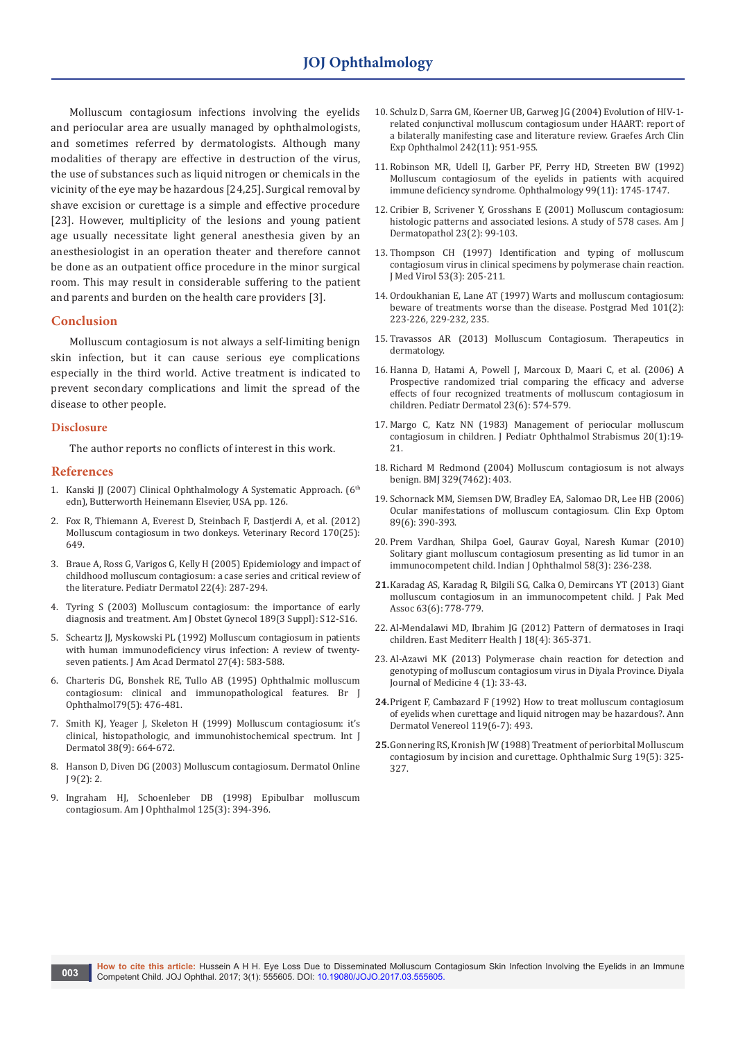Molluscum contagiosum infections involving the eyelids and periocular area are usually managed by ophthalmologists, and sometimes referred by dermatologists. Although many modalities of therapy are effective in destruction of the virus, the use of substances such as liquid nitrogen or chemicals in the vicinity of the eye may be hazardous [24,25]. Surgical removal by shave excision or curettage is a simple and effective procedure [23]. However, multiplicity of the lesions and young patient age usually necessitate light general anesthesia given by an anesthesiologist in an operation theater and therefore cannot be done as an outpatient office procedure in the minor surgical room. This may result in considerable suffering to the patient and parents and burden on the health care providers [3].

## Conclusion

Molluscum contagiosum is not always a self-limiting benign skin infection, but it can cause serious eye complications especially in the third world. Active treatment is indicated to prevent secondary complications and limit the spread of the disease to other people.

## Disclosure

The author reports no conflicts of interest in this work.

## References

1. Kanski JJ (2007) Clinical Ophthalmology A Systematic Approach. (6th edn), Butterworth Heinemann Elsevier, USA, pp. 126.
2. Fox R, Thiemann A, Everest D, Steinbach F, Dastjerdi A, et al. (2012) Molluscum contagiosum in two donkeys. Veterinary Record 170(25): 649.
3. Braue A, Ross G, Varigos G, Kelly H (2005) Epidemiology and impact of childhood molluscum contagiosum: a case series and critical review of the literature. Pediatr Dermatol 22(4): 287-294.
4. Tyring S (2003) Molluscum contagiosum: the importance of early diagnosis and treatment. Am J Obstet Gynecol 189(3 Suppl): S12-S16.
5. Scheartz JJ, Myskowski PL (1992) Molluscom contagiosum in patients with human immunodeficiency virus infection: A review of twenty-seven patients. J Am Acad Dermatol 27(4): 583-588.
6. Charteris DG, Bonshek RE, Tullo AB (1995) Ophthalmic molluscum contagiosum: clinical and immunopathological features. Br J Ophthalmol79(5): 476-481.
7. Smith KJ, Yeager J, Skeleton H (1999) Molluscum contagiosum: it's clinical, histopathologic, and immunohistochemical spectrum. Int J Dermatol 38(9): 664-672.
8. Hanson D, Diven DG (2003) Molluscum contagiosum. Dermatol Online J 9(2): 2.
9. Ingraham HJ, Schoenleber DB (1998) Epibulbar molluscum contagiosum. Am J Ophthalmol 125(3): 394-396.
10. Schulz D, Sarra GM, Koerner UB, Garweg JG (2004) Evolution of HIV-1-related conjunctival molluscum contagiosum under HAART: report of a bilaterally manifesting case and literature review. Graefes Arch Clin Exp Ophthalmol 242(11): 951-955.
11. Robinson MR, Udell IJ, Garber PF, Perry HD, Streeten BW (1992) Molluscum contagiosum of the eyelids in patients with acquired immune deficiency syndrome. Ophthalmology 99(11): 1745-1747.
12. Cribier B, Scrivener Y, Grosshans E (2001) Molluscum contagiosum: histologic patterns and associated lesions. A study of 578 cases. Am J Dermatopathol 23(2): 99-103.
13. Thompson CH (1997) Identification and typing of molluscum contagiosum virus in clinical specimens by polymerase chain reaction. J Med Virol 53(3): 205-211.
14. Ordoukhanian E, Lane AT (1997) Warts and molluscum contagiosum: beware of treatments worse than the disease. Postgrad Med 101(2): 223-226, 229-232, 235.
15. Travassos AR (2013) Molluscum Contagiosum. Therapeutics in dermatology.
16. Hanna D, Hatami A, Powell J, Marcoux D, Maari C, et al. (2006) A Prospective randomized trial comparing the efficacy and adverse effects of four recognized treatments of molluscum contagiosum in children. Pediatr Dermatol 23(6): 574-579.
17. Margo C, Katz NN (1983) Management of periocular molluscum contagiosum in children. J Pediatr Ophthalmol Strabismus 20(1):19-21.
18. Richard M Redmond (2004) Molluscum contagiosum is not always benign. BMJ 329(7462): 403.
19. Schornack MM, Siemsen DW, Bradley EA, Salomao DR, Lee HB (2006) Ocular manifestations of molluscum contagiosum. Clin Exp Optom 89(6): 390-393.
20. Prem Vardhan, Shilpa Goel, Gaurav Goyal, Naresh Kumar (2010) Solitary giant molluscum contagiosum presenting as lid tumor in an immunocompetent child. Indian J Ophthalmol 58(3): 236-238.
21. Karadag AS, Karadag R, Bilgili SG, Calka O, Demircans YT (2013) Giant molluscum contagiosum in an immunocompetent child. J Pak Med Assoc 63(6): 778-779.
22. Al-Mendalawi MD, Ibrahim JG (2012) Pattern of dermatoses in Iraqi children. East Mediterr Health J 18(4): 365-371.
23. Al-Azawi MK (2013) Polymerase chain reaction for detection and genotyping of molluscum contagiosum virus in Diyala Province. Diyala Journal of Medicine 4 (1): 33-43.
24. Prigent F, Cambazard F (1992) How to treat molluscum contagiosum of eyelids when curettage and liquid nitrogen may be hazardous?. Ann Dermatol Venereol 119(6-7): 493.
25. Gonnering RS, Kronish JW (1988) Treatment of periorbital Molluscum contagiosum by incision and curettage. Ophthalmic Surg 19(5): 325-327.

**How to cite this article:** Hussein A H H. Eye Loss Due to Disseminated Molluscum Contagiosum Skin Infection Involving the Eyelids in an Immune Competent Child. JOJ Ophthal. 2017; 3(1): 555605. DOI: 10.19080/JOJO.2017.03.555605.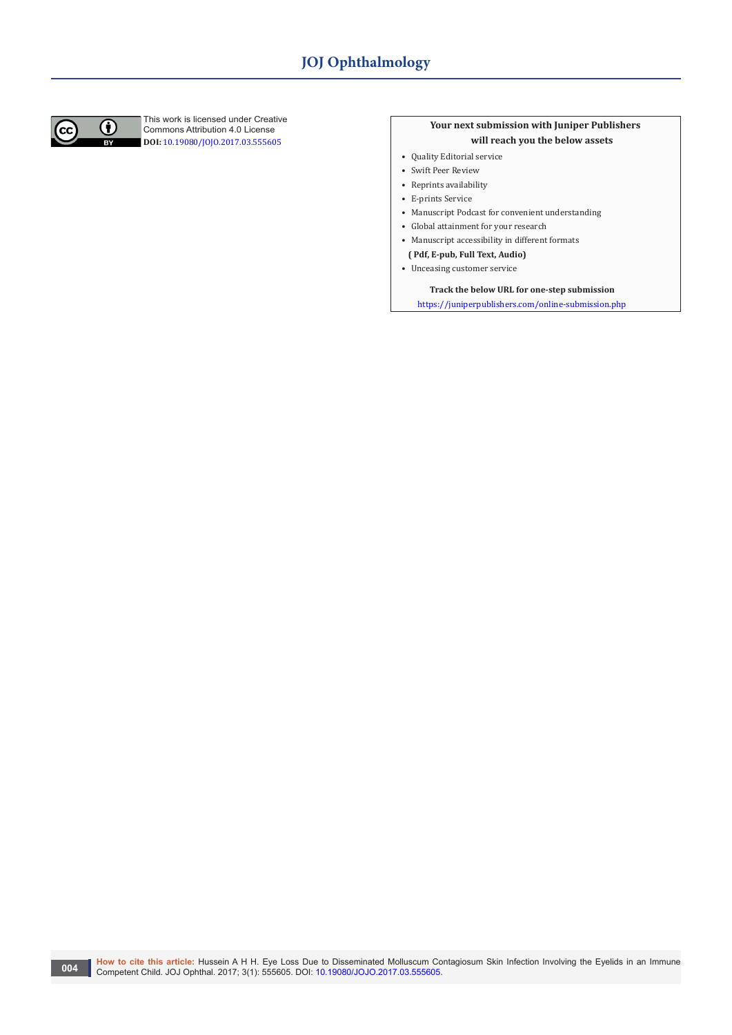This work is licensed under Creative Commons Attribution 4.0 License
**DOI:** 10.19080/JOJO.2017.03.555605

**Your next submission with Juniper Publishers will reach you the below assets**

- Quality Editorial service
- Swift Peer Review
- Reprints availability
- E-prints Service
- Manuscript Podcast for convenient understanding
- Global attainment for your research
- Manuscript accessibility in different formats

**( Pdf, E-pub, Full Text, Audio)**

- Unceasing customer service

**Track the below URL for one-step submission**

https://juniperpublishers.com/online-submission.php